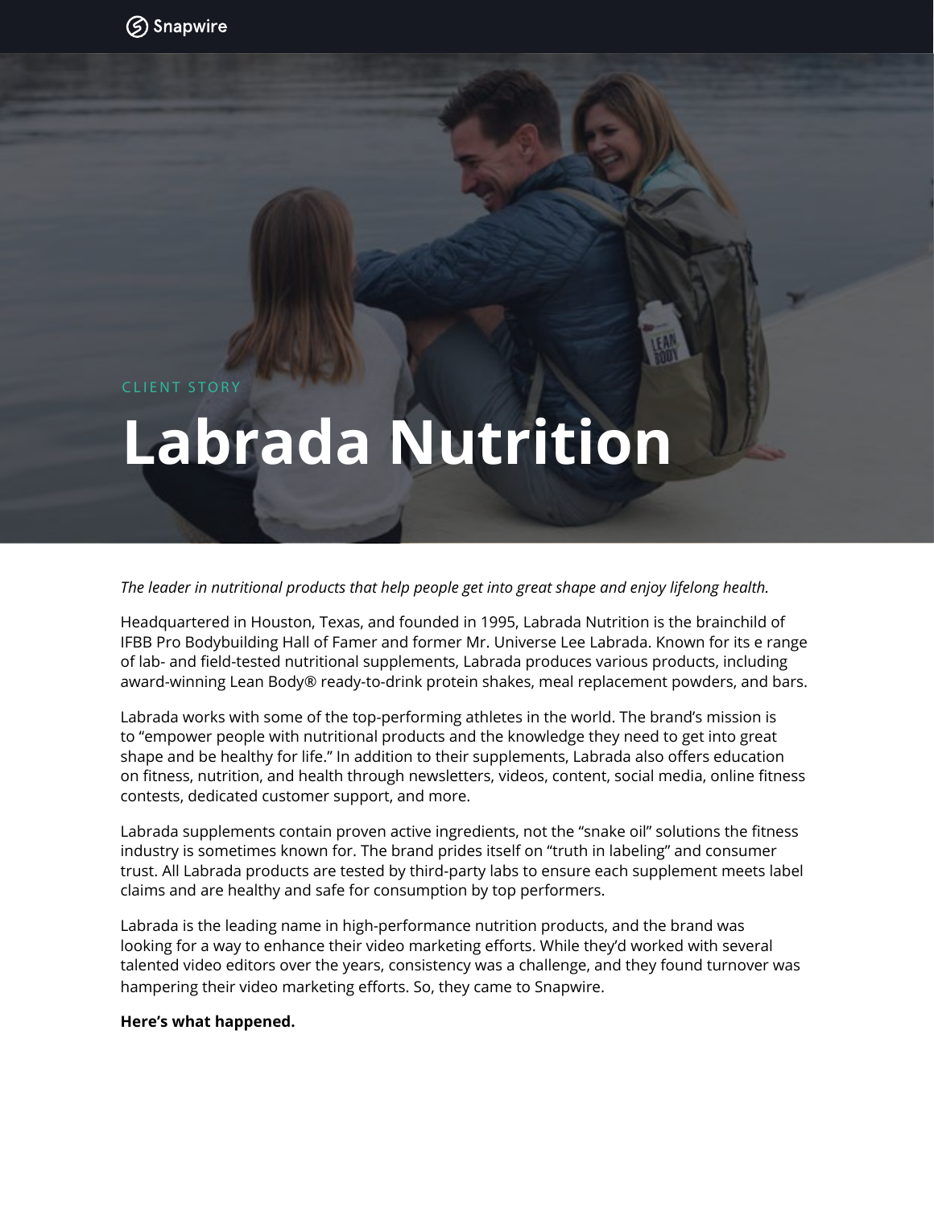CLIENT STORY

# Labrada Nutrition

*The leader in nutritional products that help people get into great shape and enjoy lifelong health.*

Headquartered in Houston, Texas, and founded in 1995, Labrada Nutrition is the brainchild of IFBB Pro Bodybuilding Hall of Famer and former Mr. Universe Lee Labrada. Known for its e range of lab- and field-tested nutritional supplements, Labrada produces various products, including award-winning Lean Body® ready-to-drink protein shakes, meal replacement powders, and bars.

Labrada works with some of the top-performing athletes in the world. The brand's mission is to "empower people with nutritional products and the knowledge they need to get into great shape and be healthy for life." In addition to their supplements, Labrada also offers education on fitness, nutrition, and health through newsletters, videos, content, social media, online fitness contests, dedicated customer support, and more.

Labrada supplements contain proven active ingredients, not the "snake oil" solutions the fitness industry is sometimes known for. The brand prides itself on "truth in labeling" and consumer trust. All Labrada products are tested by third-party labs to ensure each supplement meets label claims and are healthy and safe for consumption by top performers.

Labrada is the leading name in high-performance nutrition products, and the brand was looking for a way to enhance their video marketing efforts. While they'd worked with several talented video editors over the years, consistency was a challenge, and they found turnover was hampering their video marketing efforts. So, they came to Snapwire.

**Here's what happened.**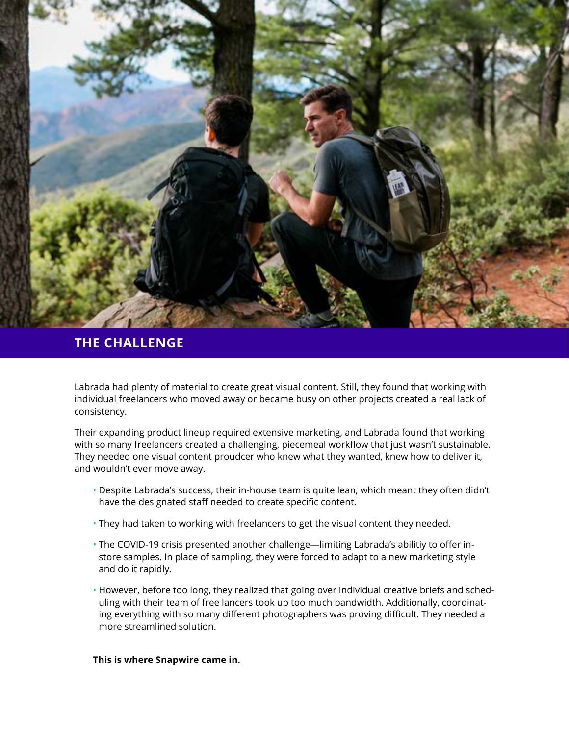## THE CHALLENGE

Labrada had plenty of material to create great visual content. Still, they found that working with individual freelancers who moved away or became busy on other projects created a real lack of consistency.

Their expanding product lineup required extensive marketing, and Labrada found that working with so many freelancers created a challenging, piecemeal workflow that just wasn't sustainable. They needed one visual content proudcer who knew what they wanted, knew how to deliver it, and wouldn't ever move away.

- Despite Labrada's success, their in-house team is quite lean, which meant they often didn't have the designated staff needed to create specific content.
- They had taken to working with freelancers to get the visual content they needed.
- The COVID-19 crisis presented another challenge—limiting Labrada's abilitiy to offer in-store samples. In place of sampling, they were forced to adapt to a new marketing style and do it rapidly.
- However, before too long, they realized that going over individual creative briefs and scheduling with their team of free lancers took up too much bandwidth. Additionally, coordinating everything with so many different photographers was proving difficult. They needed a more streamlined solution.

**This is where Snapwire came in.**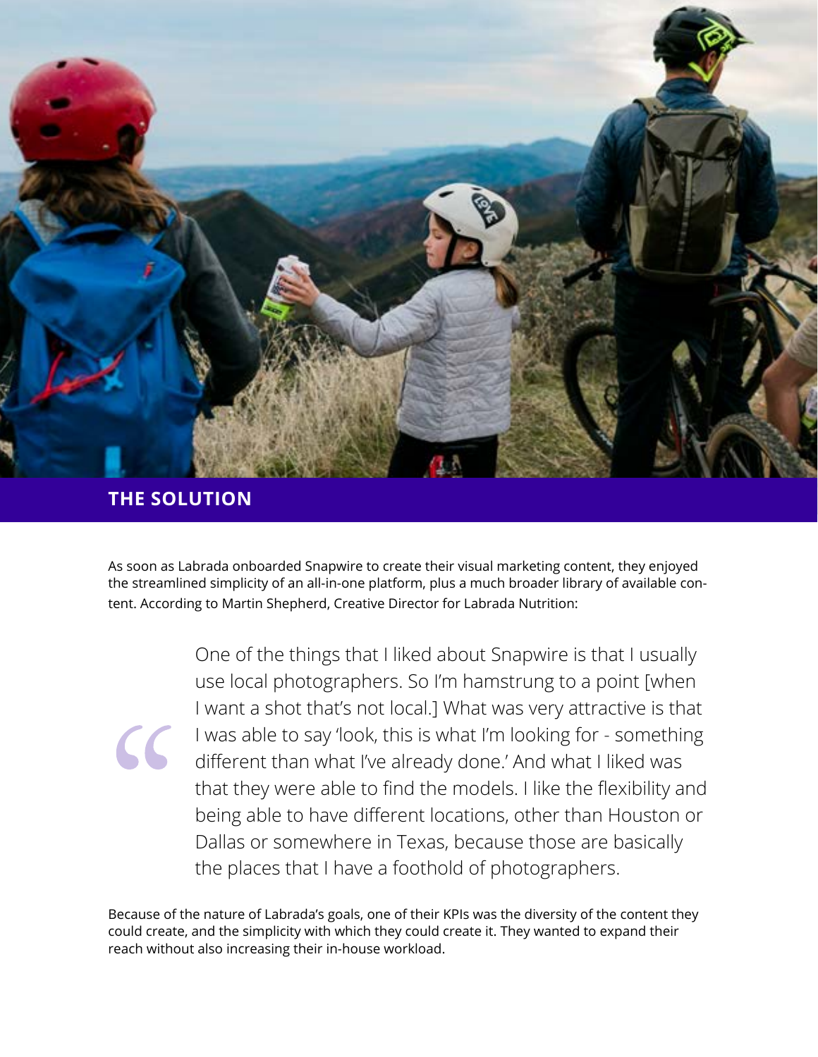## THE SOLUTION

As soon as Labrada onboarded Snapwire to create their visual marketing content, they enjoyed the streamlined simplicity of an all-in-one platform, plus a much broader library of available content. According to Martin Shepherd, Creative Director for Labrada Nutrition:

> One of the things that I liked about Snapwire is that I usually use local photographers. So I'm hamstrung to a point [when I want a shot that's not local.] What was very attractive is that I was able to say 'look, this is what I'm looking for - something different than what I've already done.' And what I liked was that they were able to find the models. I like the flexibility and being able to have different locations, other than Houston or Dallas or somewhere in Texas, because those are basically the places that I have a foothold of photographers.

Because of the nature of Labrada's goals, one of their KPIs was the diversity of the content they could create, and the simplicity with which they could create it. They wanted to expand their reach without also increasing their in-house workload.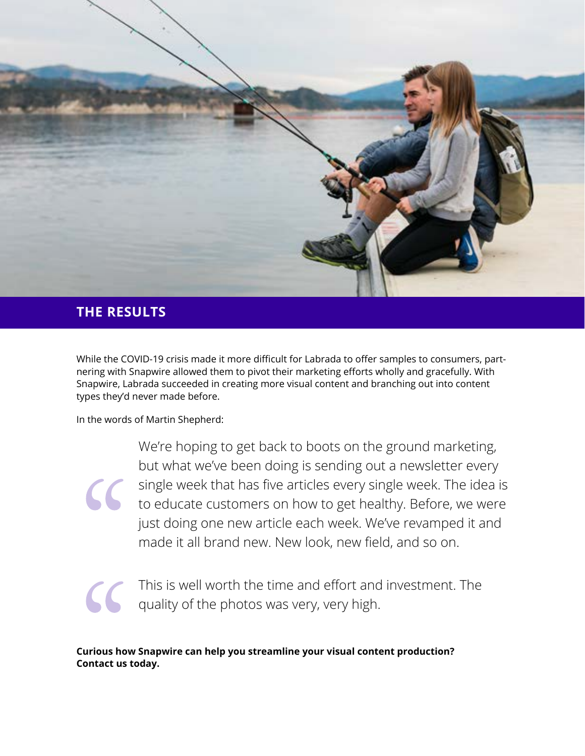## THE RESULTS

While the COVID-19 crisis made it more difficult for Labrada to offer samples to consumers, partnering with Snapwire allowed them to pivot their marketing efforts wholly and gracefully. With Snapwire, Labrada succeeded in creating more visual content and branching out into content types they'd never made before.

In the words of Martin Shepherd:

> We're hoping to get back to boots on the ground marketing, but what we've been doing is sending out a newsletter every single week that has five articles every single week. The idea is to educate customers on how to get healthy. Before, we were just doing one new article each week. We've revamped it and made it all brand new. New look, new field, and so on.

> This is well worth the time and effort and investment. The quality of the photos was very, very high.

**Curious how Snapwire can help you streamline your visual content production? Contact us today.**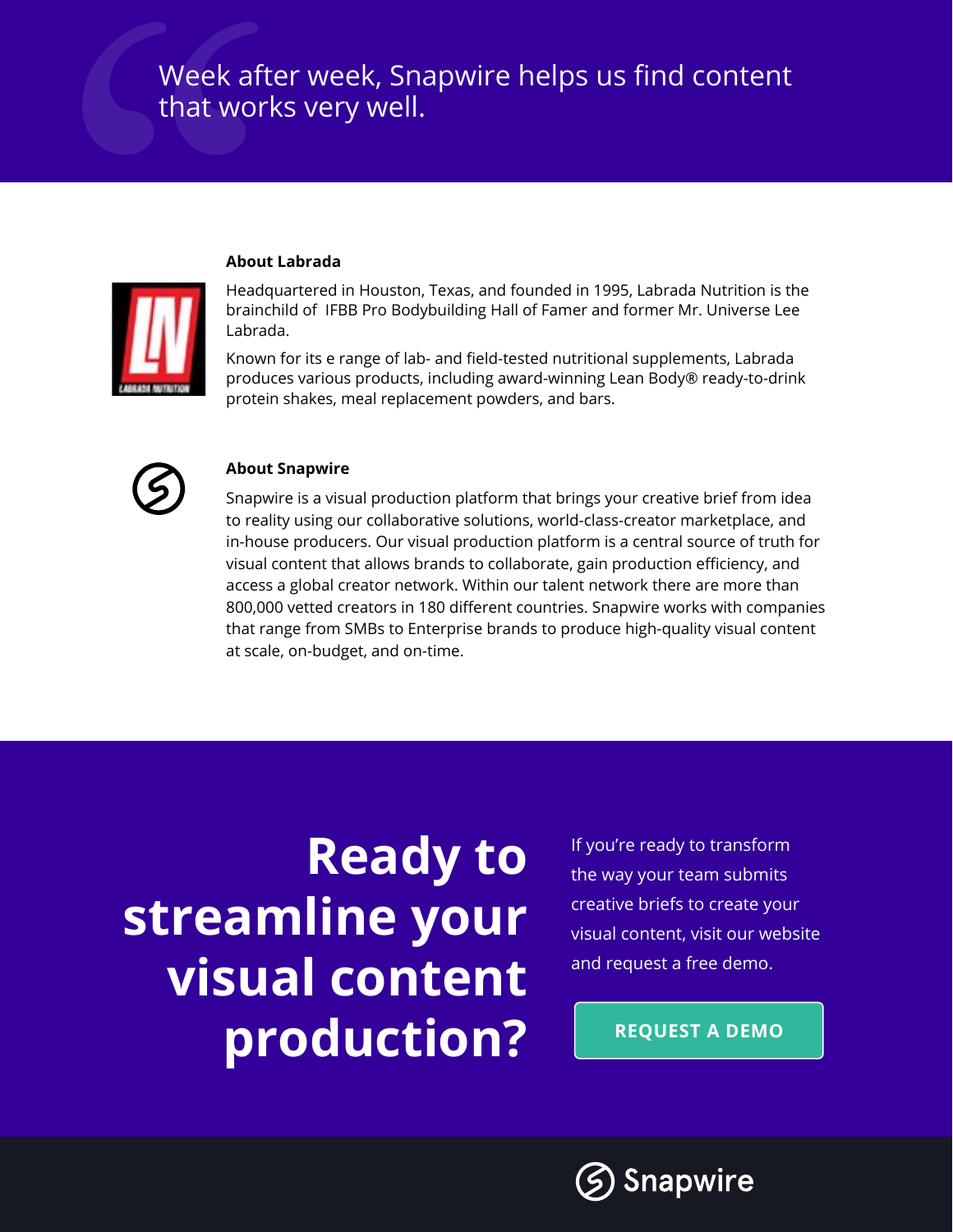> Week after week, Snapwire helps us find content that works very well.

### About Labrada

Headquartered in Houston, Texas, and founded in 1995, Labrada Nutrition is the brainchild of  IFBB Pro Bodybuilding Hall of Famer and former Mr. Universe Lee Labrada.

Known for its e range of lab- and field-tested nutritional supplements, Labrada produces various products, including award-winning Lean Body® ready-to-drink protein shakes, meal replacement powders, and bars.

### About Snapwire

Snapwire is a visual production platform that brings your creative brief from idea to reality using our collaborative solutions, world-class-creator marketplace, and in-house producers. Our visual production platform is a central source of truth for visual content that allows brands to collaborate, gain production efficiency, and access a global creator network. Within our talent network there are more than 800,000 vetted creators in 180 different countries. Snapwire works with companies that range from SMBs to Enterprise brands to produce high-quality visual content at scale, on-budget, and on-time.

# Ready to streamline your visual content production?

If you're ready to transform the way your team submits creative briefs to create your visual content, visit our website and request a free demo.

**REQUEST A DEMO**

Snapwire